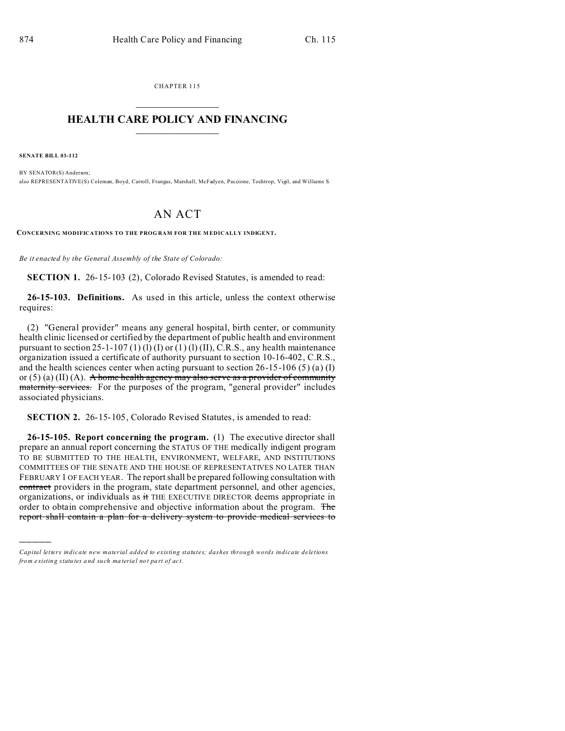CHAPTER 115

# HEALTH CARE POLICY AND FINANCING

**SENATE BILL 03-112**

BY SENATOR(S) Anderson;
also REPRESENTATIVE(S) Coleman, Boyd, Carroll, Frangas, Marshall, McFadyen, Paccione, Tochtrop, Vigil, and Williams S.

# AN ACT

**CONCERNING MODIFICATIONS TO THE PROGRAM FOR THE MEDICALLY INDIGENT.**

*Be it enacted by the General Assembly of the State of Colorado:*

**SECTION 1.** 26-15-103 (2), Colorado Revised Statutes, is amended to read:

**26-15-103. Definitions.** As used in this article, unless the context otherwise requires:

(2) "General provider" means any general hospital, birth center, or community health clinic licensed or certified by the department of public health and environment pursuant to section 25-1-107 (1) (l) (I) or (1) (l) (II), C.R.S., any health maintenance organization issued a certificate of authority pursuant to section 10-16-402, C.R.S., and the health sciences center when acting pursuant to section 26-15-106 (5) (a) (I) or (5) (a) (II) (A). ~~A home health agency may also serve as a provider of community maternity services.~~ For the purposes of the program, "general provider" includes associated physicians.

**SECTION 2.** 26-15-105, Colorado Revised Statutes, is amended to read:

**26-15-105. Report concerning the program.** (1) The executive director shall prepare an annual report concerning the STATUS OF THE medically indigent program TO BE SUBMITTED TO THE HEALTH, ENVIRONMENT, WELFARE, AND INSTITUTIONS COMMITTEES OF THE SENATE AND THE HOUSE OF REPRESENTATIVES NO LATER THAN FEBRUARY 1 OF EACH YEAR. The report shall be prepared following consultation with ~~contract~~ providers in the program, state department personnel, and other agencies, organizations, or individuals as ~~it~~ THE EXECUTIVE DIRECTOR deems appropriate in order to obtain comprehensive and objective information about the program. ~~The report shall contain a plan for a delivery system to provide medical services to~~

---

*Capital letters indicate new material added to existing statutes; dashes through words indicate deletions from existing statutes and such material not part of act.*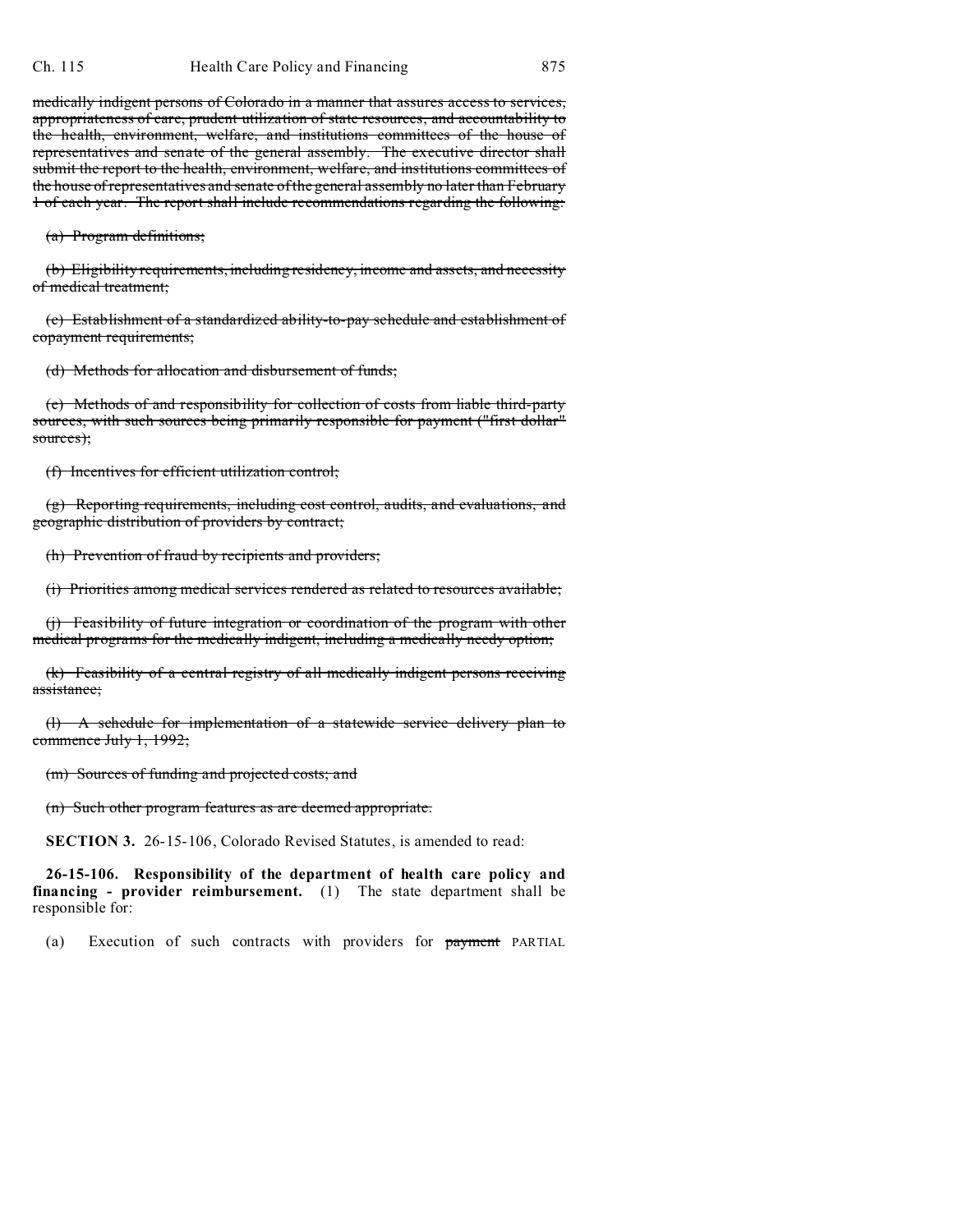~~medically indigent persons of Colorado in a manner that assures access to services, appropriateness of care, prudent utilization of state resources, and accountability to the health, environment, welfare, and institutions committees of the house of representatives and senate of the general assembly. The executive director shall submit the report to the health, environment, welfare, and institutions committees of the house of representatives and senate of the general assembly no later than February 1 of each year. The report shall include recommendations regarding the following:~~

~~(a) Program definitions;~~

~~(b) Eligibility requirements, including residency, income and assets, and necessity of medical treatment;~~

~~(c) Establishment of a standardized ability-to-pay schedule and establishment of copayment requirements;~~

~~(d) Methods for allocation and disbursement of funds;~~

~~(e) Methods of and responsibility for collection of costs from liable third-party sources, with such sources being primarily responsible for payment ("first dollar" sources);~~

~~(f) Incentives for efficient utilization control;~~

~~(g) Reporting requirements, including cost control, audits, and evaluations, and geographic distribution of providers by contract;~~

~~(h) Prevention of fraud by recipients and providers;~~

~~(i) Priorities among medical services rendered as related to resources available;~~

~~(j) Feasibility of future integration or coordination of the program with other medical programs for the medically indigent, including a medically needy option;~~

~~(k) Feasibility of a central registry of all medically indigent persons receiving assistance;~~

~~(l) A schedule for implementation of a statewide service delivery plan to commence July 1, 1992;~~

~~(m) Sources of funding and projected costs; and~~

~~(n) Such other program features as are deemed appropriate.~~

**SECTION 3.** 26-15-106, Colorado Revised Statutes, is amended to read:

**26-15-106. Responsibility of the department of health care policy and financing - provider reimbursement.** (1) The state department shall be responsible for:

(a) Execution of such contracts with providers for ~~payment~~ PARTIAL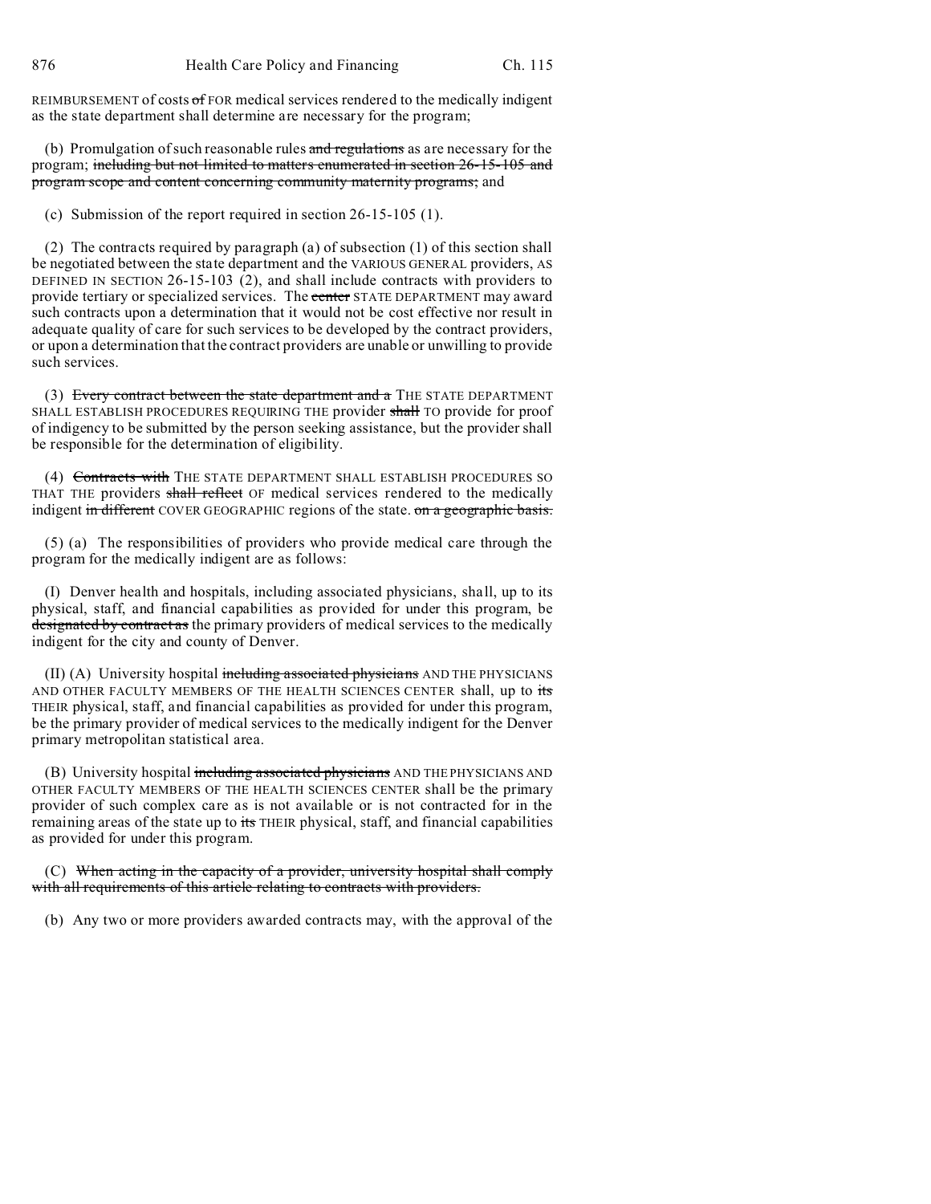REIMBURSEMENT of costs ~~of~~ FOR medical services rendered to the medically indigent as the state department shall determine are necessary for the program;

(b) Promulgation of such reasonable rules ~~and regulations~~ as are necessary for the program; ~~including but not limited to matters enumerated in section 26-15-105 and program scope and content concerning community maternity programs;~~ and

(c) Submission of the report required in section 26-15-105 (1).

(2) The contracts required by paragraph (a) of subsection (1) of this section shall be negotiated between the state department and the VARIOUS GENERAL providers, AS DEFINED IN SECTION 26-15-103 (2), and shall include contracts with providers to provide tertiary or specialized services. The ~~center~~ STATE DEPARTMENT may award such contracts upon a determination that it would not be cost effective nor result in adequate quality of care for such services to be developed by the contract providers, or upon a determination that the contract providers are unable or unwilling to provide such services.

(3) ~~Every contract between the state department and a~~ THE STATE DEPARTMENT SHALL ESTABLISH PROCEDURES REQUIRING THE provider ~~shall~~ TO provide for proof of indigency to be submitted by the person seeking assistance, but the provider shall be responsible for the determination of eligibility.

(4) ~~Contracts with~~ THE STATE DEPARTMENT SHALL ESTABLISH PROCEDURES SO THAT THE providers ~~shall reflect~~ OF medical services rendered to the medically indigent ~~in different~~ COVER GEOGRAPHIC regions of the state. ~~on a geographic basis.~~

(5) (a) The responsibilities of providers who provide medical care through the program for the medically indigent are as follows:

(I) Denver health and hospitals, including associated physicians, shall, up to its physical, staff, and financial capabilities as provided for under this program, be ~~designated by contract as~~ the primary providers of medical services to the medically indigent for the city and county of Denver.

(II) (A) University hospital ~~including associated physicians~~ AND THE PHYSICIANS AND OTHER FACULTY MEMBERS OF THE HEALTH SCIENCES CENTER shall, up to ~~its~~ THEIR physical, staff, and financial capabilities as provided for under this program, be the primary provider of medical services to the medically indigent for the Denver primary metropolitan statistical area.

(B) University hospital ~~including associated physicians~~ AND THE PHYSICIANS AND OTHER FACULTY MEMBERS OF THE HEALTH SCIENCES CENTER shall be the primary provider of such complex care as is not available or is not contracted for in the remaining areas of the state up to ~~its~~ THEIR physical, staff, and financial capabilities as provided for under this program.

(C) ~~When acting in the capacity of a provider, university hospital shall comply with all requirements of this article relating to contracts with providers.~~

(b) Any two or more providers awarded contracts may, with the approval of the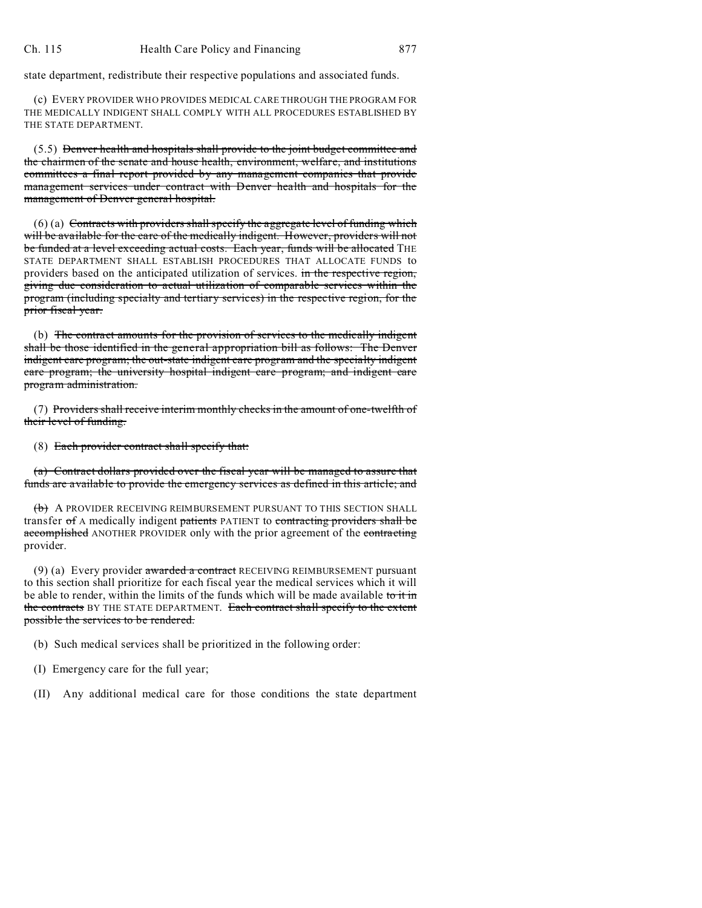state department, redistribute their respective populations and associated funds.

(c) EVERY PROVIDER WHO PROVIDES MEDICAL CARE THROUGH THE PROGRAM FOR THE MEDICALLY INDIGENT SHALL COMPLY WITH ALL PROCEDURES ESTABLISHED BY THE STATE DEPARTMENT.

(5.5) ~~Denver health and hospitals shall provide to the joint budget committee and the chairmen of the senate and house health, environment, welfare, and institutions committees a final report provided by any management companies that provide management services under contract with Denver health and hospitals for the management of Denver general hospital.~~

(6) (a) ~~Contracts with providers shall specify the aggregate level of funding which will be available for the care of the medically indigent. However, providers will not be funded at a level exceeding actual costs. Each year, funds will be allocated~~ THE STATE DEPARTMENT SHALL ESTABLISH PROCEDURES THAT ALLOCATE FUNDS to providers based on the anticipated utilization of services. ~~in the respective region, giving due consideration to actual utilization of comparable services within the program (including specialty and tertiary services) in the respective region, for the prior fiscal year.~~

(b) ~~The contract amounts for the provision of services to the medically indigent shall be those identified in the general appropriation bill as follows: The Denver indigent care program; the out-state indigent care program and the specialty indigent care program; the university hospital indigent care program; and indigent care program administration.~~

(7) ~~Providers shall receive interim monthly checks in the amount of one-twelfth of their level of funding.~~

(8) ~~Each provider contract shall specify that:~~

~~(a) Contract dollars provided over the fiscal year will be managed to assure that funds are available to provide the emergency services as defined in this article; and~~

~~(b)~~ A PROVIDER RECEIVING REIMBURSEMENT PURSUANT TO THIS SECTION SHALL transfer ~~of~~ A medically indigent ~~patients~~ PATIENT to ~~contracting providers shall be accomplished~~ ANOTHER PROVIDER only with the prior agreement of the ~~contracting~~ provider.

(9) (a) Every provider ~~awarded a contract~~ RECEIVING REIMBURSEMENT pursuant to this section shall prioritize for each fiscal year the medical services which it will be able to render, within the limits of the funds which will be made available ~~to it in the contracts~~ BY THE STATE DEPARTMENT. ~~Each contract shall specify to the extent possible the services to be rendered.~~

(b) Such medical services shall be prioritized in the following order:

(I) Emergency care for the full year;

(II) Any additional medical care for those conditions the state department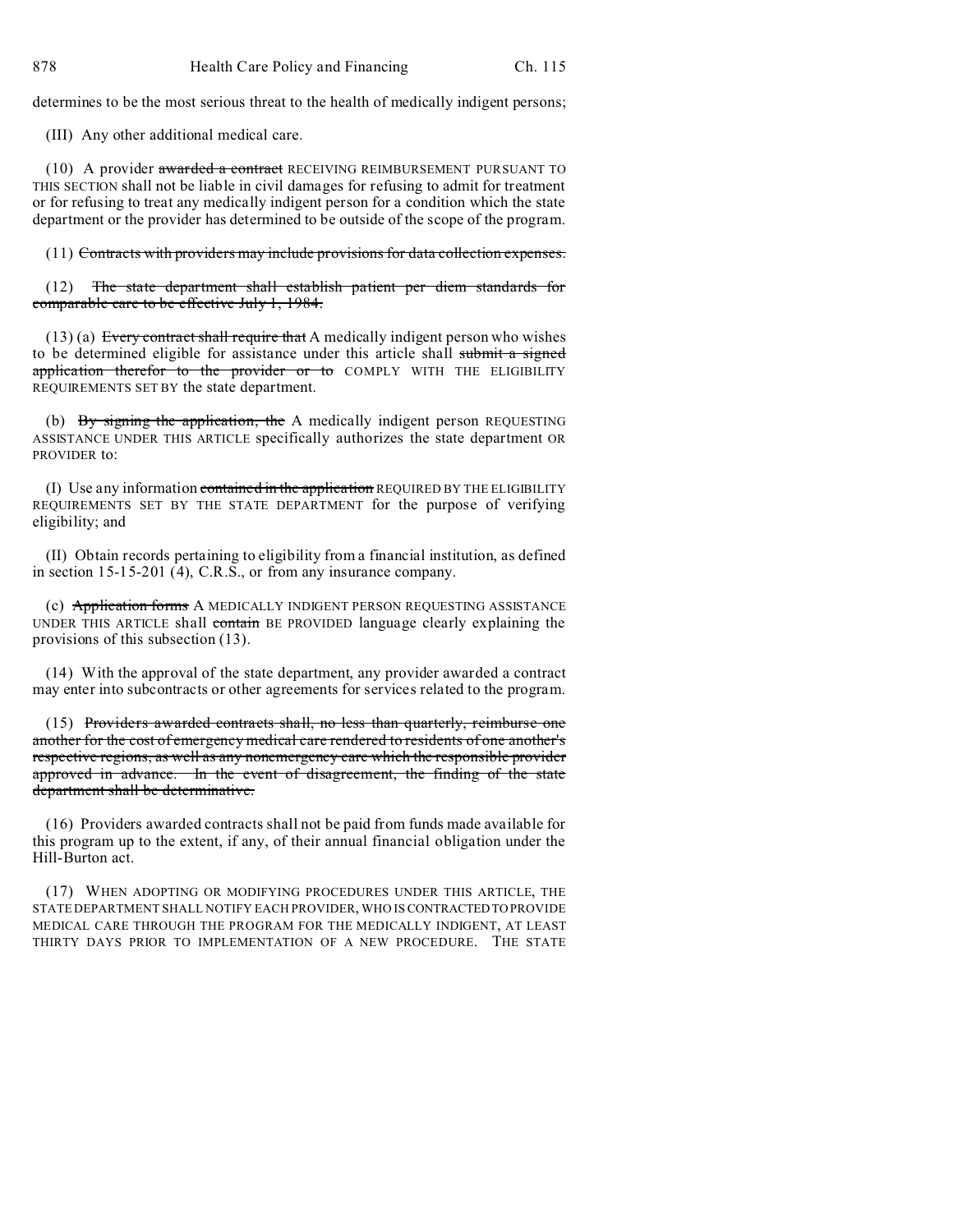determines to be the most serious threat to the health of medically indigent persons;

(III) Any other additional medical care.

(10) A provider ~~awarded a contract~~ RECEIVING REIMBURSEMENT PURSUANT TO THIS SECTION shall not be liable in civil damages for refusing to admit for treatment or for refusing to treat any medically indigent person for a condition which the state department or the provider has determined to be outside of the scope of the program.

(11) ~~Contracts with providers may include provisions for data collection expenses.~~

(12) ~~The state department shall establish patient per diem standards for comparable care to be effective July 1, 1984.~~

(13) (a) ~~Every contract shall require that~~ A medically indigent person who wishes to be determined eligible for assistance under this article shall ~~submit a signed application therefor to the provider or to~~ COMPLY WITH THE ELIGIBILITY REQUIREMENTS SET BY the state department.

(b) ~~By signing the application, the~~ A medically indigent person REQUESTING ASSISTANCE UNDER THIS ARTICLE specifically authorizes the state department OR PROVIDER to:

(I) Use any information ~~contained in the application~~ REQUIRED BY THE ELIGIBILITY REQUIREMENTS SET BY THE STATE DEPARTMENT for the purpose of verifying eligibility; and

(II) Obtain records pertaining to eligibility from a financial institution, as defined in section 15-15-201 (4), C.R.S., or from any insurance company.

(c) ~~Application forms~~ A MEDICALLY INDIGENT PERSON REQUESTING ASSISTANCE UNDER THIS ARTICLE shall ~~contain~~ BE PROVIDED language clearly explaining the provisions of this subsection (13).

(14) With the approval of the state department, any provider awarded a contract may enter into subcontracts or other agreements for services related to the program.

(15) ~~Providers awarded contracts shall, no less than quarterly, reimburse one another for the cost of emergency medical care rendered to residents of one another's respective regions, as well as any nonemergency care which the responsible provider approved in advance. In the event of disagreement, the finding of the state department shall be determinative.~~

(16) Providers awarded contracts shall not be paid from funds made available for this program up to the extent, if any, of their annual financial obligation under the Hill-Burton act.

(17) WHEN ADOPTING OR MODIFYING PROCEDURES UNDER THIS ARTICLE, THE STATE DEPARTMENT SHALL NOTIFY EACH PROVIDER, WHO IS CONTRACTED TO PROVIDE MEDICAL CARE THROUGH THE PROGRAM FOR THE MEDICALLY INDIGENT, AT LEAST THIRTY DAYS PRIOR TO IMPLEMENTATION OF A NEW PROCEDURE. THE STATE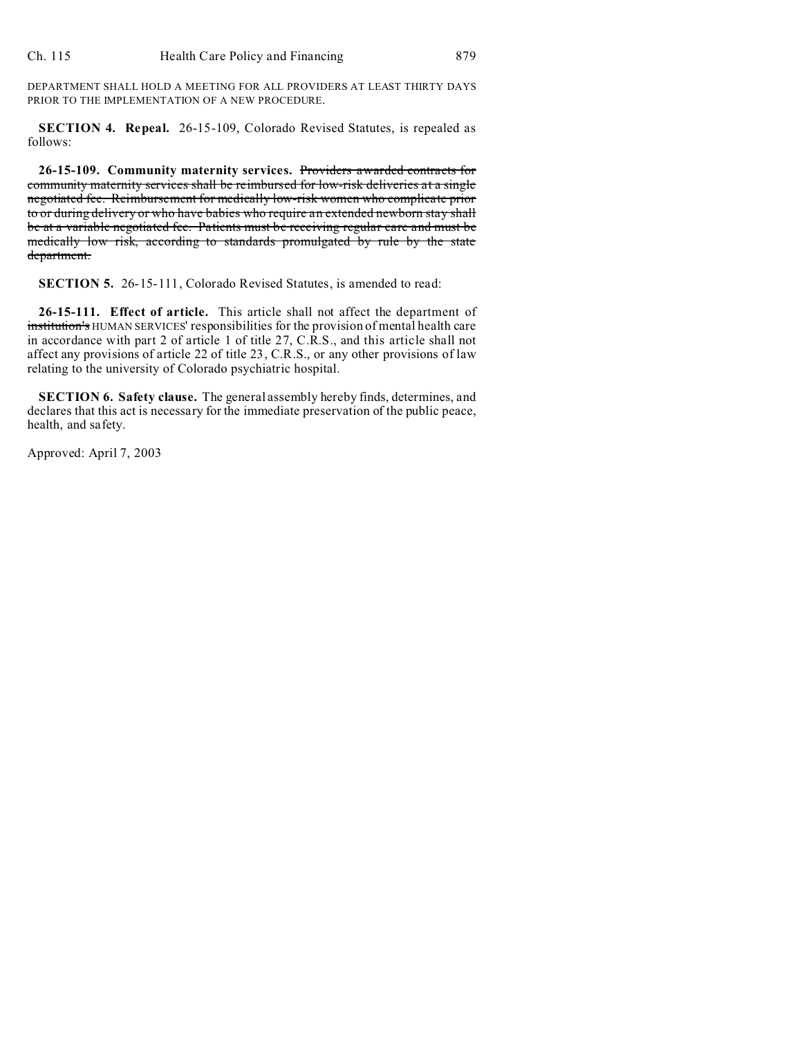DEPARTMENT SHALL HOLD A MEETING FOR ALL PROVIDERS AT LEAST THIRTY DAYS PRIOR TO THE IMPLEMENTATION OF A NEW PROCEDURE.

**SECTION 4. Repeal.** 26-15-109, Colorado Revised Statutes, is repealed as follows:

**26-15-109. Community maternity services.** ~~Providers awarded contracts for community maternity services shall be reimbursed for low-risk deliveries at a single negotiated fee. Reimbursement for medically low-risk women who complicate prior to or during delivery or who have babies who require an extended newborn stay shall be at a variable negotiated fee. Patients must be receiving regular care and must be medically low risk, according to standards promulgated by rule by the state department.~~

**SECTION 5.** 26-15-111, Colorado Revised Statutes, is amended to read:

**26-15-111. Effect of article.** This article shall not affect the department of ~~institution's~~ HUMAN SERVICES' responsibilities for the provision of mental health care in accordance with part 2 of article 1 of title 27, C.R.S., and this article shall not affect any provisions of article 22 of title 23, C.R.S., or any other provisions of law relating to the university of Colorado psychiatric hospital.

**SECTION 6. Safety clause.** The general assembly hereby finds, determines, and declares that this act is necessary for the immediate preservation of the public peace, health, and safety.

Approved: April 7, 2003